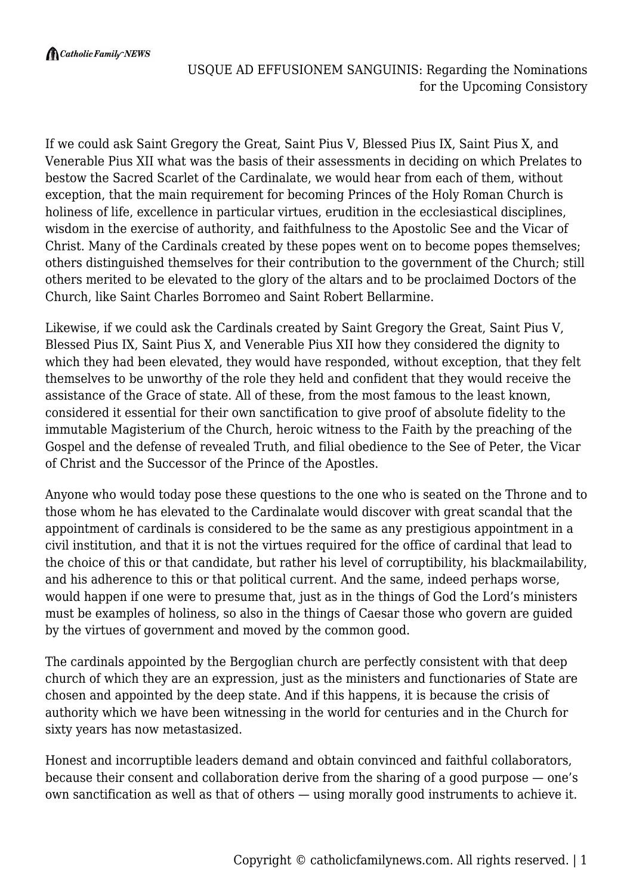# USQUE AD EFFUSIONEM SANGUINIS: Regarding the Nominations for the Upcoming Consistory

If we could ask Saint Gregory the Great, Saint Pius V, Blessed Pius IX, Saint Pius X, and Venerable Pius XII what was the basis of their assessments in deciding on which Prelates to bestow the Sacred Scarlet of the Cardinalate, we would hear from each of them, without exception, that the main requirement for becoming Princes of the Holy Roman Church is holiness of life, excellence in particular virtues, erudition in the ecclesiastical disciplines, wisdom in the exercise of authority, and faithfulness to the Apostolic See and the Vicar of Christ. Many of the Cardinals created by these popes went on to become popes themselves; others distinguished themselves for their contribution to the government of the Church; still others merited to be elevated to the glory of the altars and to be proclaimed Doctors of the Church, like Saint Charles Borromeo and Saint Robert Bellarmine.

Likewise, if we could ask the Cardinals created by Saint Gregory the Great, Saint Pius V, Blessed Pius IX, Saint Pius X, and Venerable Pius XII how they considered the dignity to which they had been elevated, they would have responded, without exception, that they felt themselves to be unworthy of the role they held and confident that they would receive the assistance of the Grace of state. All of these, from the most famous to the least known, considered it essential for their own sanctification to give proof of absolute fidelity to the immutable Magisterium of the Church, heroic witness to the Faith by the preaching of the Gospel and the defense of revealed Truth, and filial obedience to the See of Peter, the Vicar of Christ and the Successor of the Prince of the Apostles.

Anyone who would today pose these questions to the one who is seated on the Throne and to those whom he has elevated to the Cardinalate would discover with great scandal that the appointment of cardinals is considered to be the same as any prestigious appointment in a civil institution, and that it is not the virtues required for the office of cardinal that lead to the choice of this or that candidate, but rather his level of corruptibility, his blackmailability, and his adherence to this or that political current. And the same, indeed perhaps worse, would happen if one were to presume that, just as in the things of God the Lord's ministers must be examples of holiness, so also in the things of Caesar those who govern are guided by the virtues of government and moved by the common good.

The cardinals appointed by the Bergoglian church are perfectly consistent with that deep church of which they are an expression, just as the ministers and functionaries of State are chosen and appointed by the deep state. And if this happens, it is because the crisis of authority which we have been witnessing in the world for centuries and in the Church for sixty years has now metastasized.

Honest and incorruptible leaders demand and obtain convinced and faithful collaborators, because their consent and collaboration derive from the sharing of a good purpose — one's own sanctification as well as that of others — using morally good instruments to achieve it.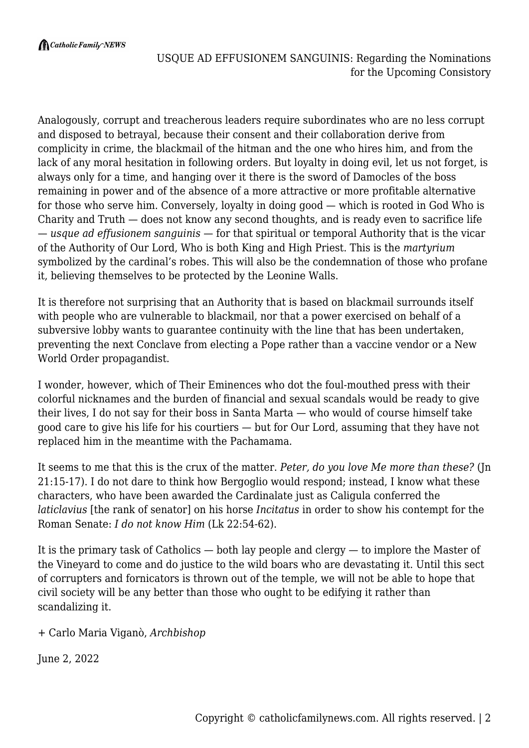Analogously, corrupt and treacherous leaders require subordinates who are no less corrupt and disposed to betrayal, because their consent and their collaboration derive from complicity in crime, the blackmail of the hitman and the one who hires him, and from the lack of any moral hesitation in following orders. But loyalty in doing evil, let us not forget, is always only for a time, and hanging over it there is the sword of Damocles of the boss remaining in power and of the absence of a more attractive or more profitable alternative for those who serve him. Conversely, loyalty in doing good — which is rooted in God Who is Charity and Truth — does not know any second thoughts, and is ready even to sacrifice life — *usque ad effusionem sanguinis* — for that spiritual or temporal Authority that is the vicar of the Authority of Our Lord, Who is both King and High Priest. This is the *martyrium* symbolized by the cardinal's robes. This will also be the condemnation of those who profane it, believing themselves to be protected by the Leonine Walls.

It is therefore not surprising that an Authority that is based on blackmail surrounds itself with people who are vulnerable to blackmail, nor that a power exercised on behalf of a subversive lobby wants to guarantee continuity with the line that has been undertaken, preventing the next Conclave from electing a Pope rather than a vaccine vendor or a New World Order propagandist.

I wonder, however, which of Their Eminences who dot the foul-mouthed press with their colorful nicknames and the burden of financial and sexual scandals would be ready to give their lives, I do not say for their boss in Santa Marta — who would of course himself take good care to give his life for his courtiers — but for Our Lord, assuming that they have not replaced him in the meantime with the Pachamama.

It seems to me that this is the crux of the matter. *Peter, do you love Me more than these?* (Jn 21:15-17). I do not dare to think how Bergoglio would respond; instead, I know what these characters, who have been awarded the Cardinalate just as Caligula conferred the *laticlavius* [the rank of senator] on his horse *Incitatus* in order to show his contempt for the Roman Senate: *I do not know Him* (Lk 22:54-62).

It is the primary task of Catholics — both lay people and clergy — to implore the Master of the Vineyard to come and do justice to the wild boars who are devastating it. Until this sect of corrupters and fornicators is thrown out of the temple, we will not be able to hope that civil society will be any better than those who ought to be edifying it rather than scandalizing it.

+ Carlo Maria Viganò, *Archbishop*

June 2, 2022